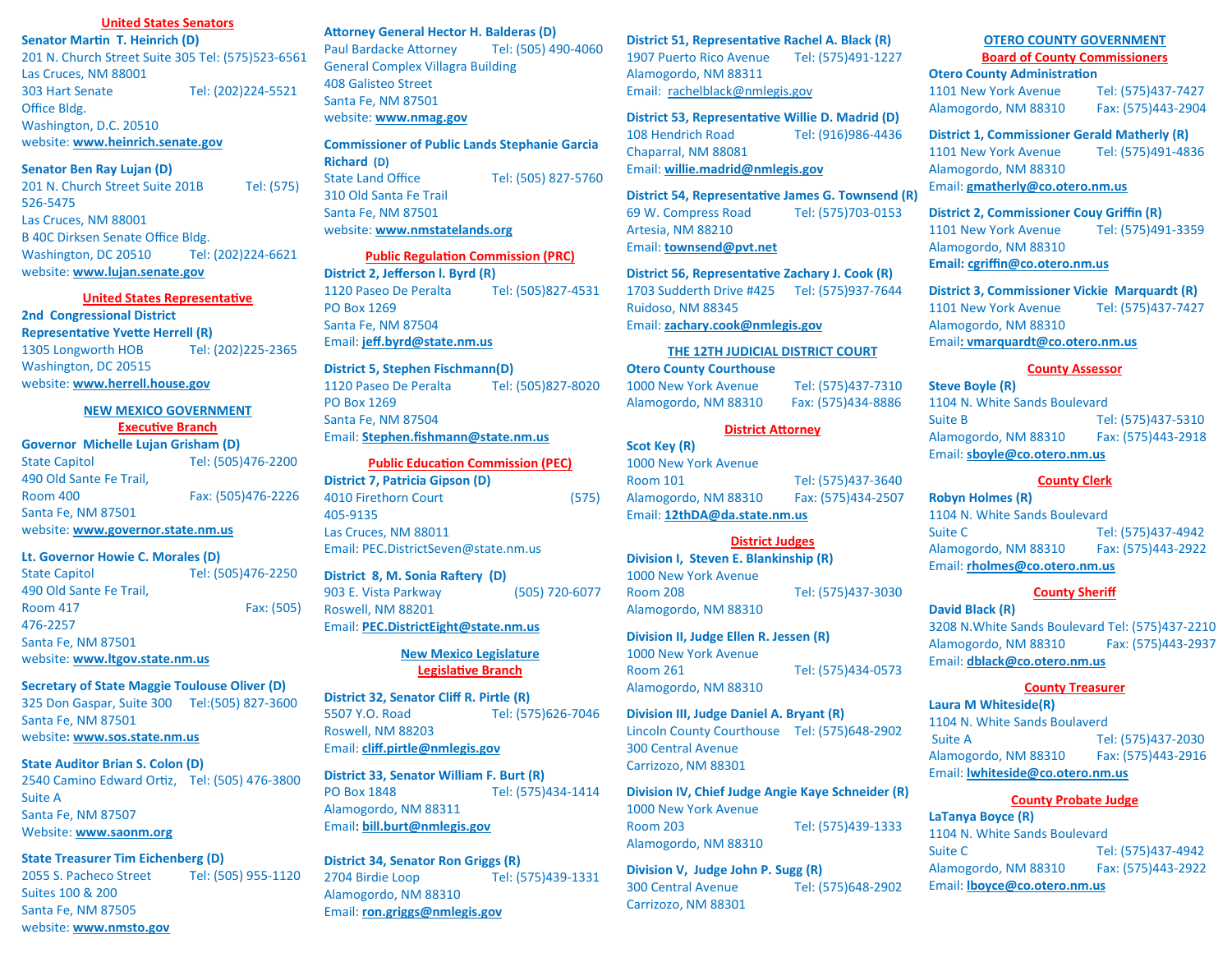## United States Senators

**Senator Martin T. Heinrich (D)**
201 N. Church Street Suite 305 Tel: (575)523-6561
Las Cruces, NM 88001
303 Hart Senate Office Bldg. Tel: (202)224-5521
Washington, D.C. 20510
website: **www.heinrich.senate.gov**

**Senator Ben Ray Lujan (D)**
201 N. Church Street Suite 201B Tel: (575) 526-5475
Las Cruces, NM 88001
B 40C Dirksen Senate Office Bldg.
Washington, DC 20510 Tel: (202)224-6621
website: **www.lujan.senate.gov**

## United States Representative

**2nd Congressional District**
**Representative Yvette Herrell (R)**
1305 Longworth HOB Tel: (202)225-2365
Washington, DC 20515
website: **www.herrell.house.gov**

## NEW MEXICO GOVERNMENT

### Executive Branch

**Governor Michelle Lujan Grisham (D)**
State Capitol Tel: (505)476-2200
490 Old Sante Fe Trail,
Room 400 Fax: (505)476-2226
Santa Fe, NM 87501
website: **www.governor.state.nm.us**

**Lt. Governor Howie C. Morales (D)**
State Capitol Tel: (505)476-2250
490 Old Sante Fe Trail,
Room 417 Fax: (505) 476-2257
Santa Fe, NM 87501
website: **www.ltgov.state.nm.us**

**Secretary of State Maggie Toulouse Oliver (D)**
325 Don Gaspar, Suite 300 Tel:(505) 827-3600
Santa Fe, NM 87501
website**: www.sos.state.nm.us**

**State Auditor Brian S. Colon (D)**
2540 Camino Edward Ortiz, Suite A Tel: (505) 476-3800
Santa Fe, NM 87507
Website: **www.saonm.org**

**State Treasurer Tim Eichenberg (D)**
2055 S. Pacheco Street Tel: (505) 955-1120
Suites 100 & 200
Santa Fe, NM 87505
website: **www.nmsto.gov**

**Attorney General Hector H. Balderas (D)**
Paul Bardacke Attorney Tel: (505) 490-4060
General Complex Villagra Building
408 Galisteo Street
Santa Fe, NM 87501
website: **www.nmag.gov**

**Commissioner of Public Lands Stephanie Garcia Richard (D)**
State Land Office Tel: (505) 827-5760
310 Old Santa Fe Trail
Santa Fe, NM 87501
website: **www.nmstatelands.org**

### Public Regulation Commission (PRC)

**District 2, Jefferson l. Byrd (R)**
1120 Paseo De Peralta Tel: (505)827-4531
PO Box 1269
Santa Fe, NM 87504
Email: **jeff.byrd@state.nm.us**

**District 5, Stephen Fischmann(D)**
1120 Paseo De Peralta Tel: (505)827-8020
PO Box 1269
Santa Fe, NM 87504
Email: **Stephen.fishmann@state.nm.us**

### Public Education Commission (PEC)

**District 7, Patricia Gipson (D)**
4010 Firethorn Court (575) 405-9135
Las Cruces, NM 88011
Email: PEC.DistrictSeven@state.nm.us

**District 8, M. Sonia Raftery (D)**
903 E. Vista Parkway (505) 720-6077
Roswell, NM 88201
Email: **PEC.DistrictEight@state.nm.us**

## New Mexico Legislature

### Legislative Branch

**District 32, Senator Cliff R. Pirtle (R)**
5507 Y.O. Road Tel: (575)626-7046
Roswell, NM 88203
Email: **cliff.pirtle@nmlegis.gov**

**District 33, Senator William F. Burt (R)**
PO Box 1848 Tel: (575)434-1414
Alamogordo, NM 88311
Email**: bill.burt@nmlegis.gov**

**District 34, Senator Ron Griggs (R)**
2704 Birdie Loop Tel: (575)439-1331
Alamogordo, NM 88310
Email: **ron.griggs@nmlegis.gov**

**District 51, Representative Rachel A. Black (R)**
1907 Puerto Rico Avenue Tel: (575)491-1227
Alamogordo, NM 88311
Email: **rachelblack@nmlegis.gov**

**District 53, Representative Willie D. Madrid (D)**
108 Hendrich Road Tel: (916)986-4436
Chaparral, NM 88081
Email: **willie.madrid@nmlegis.gov**

**District 54, Representative James G. Townsend (R)**
69 W. Compress Road Tel: (575)703-0153
Artesia, NM 88210
Email: **townsend@pvt.net**

**District 56, Representative Zachary J. Cook (R)**
1703 Sudderth Drive #425 Tel: (575)937-7644
Ruidoso, NM 88345
Email: **zachary.cook@nmlegis.gov**

## THE 12TH JUDICIAL DISTRICT COURT

**Otero County Courthouse**
1000 New York Avenue Tel: (575)437-7310
Alamogordo, NM 88310 Fax: (575)434-8886

### District Attorney

**Scot Key (R)**
1000 New York Avenue
Room 101 Tel: (575)437-3640
Alamogordo, NM 88310 Fax: (575)434-2507
Email: **12thDA@da.state.nm.us**

### District Judges

**Division I, Steven E. Blankinship (R)**
1000 New York Avenue
Room 208 Tel: (575)437-3030
Alamogordo, NM 88310

**Division II, Judge Ellen R. Jessen (R)**
1000 New York Avenue
Room 261 Tel: (575)434-0573
Alamogordo, NM 88310

**Division III, Judge Daniel A. Bryant (R)**
Lincoln County Courthouse Tel: (575)648-2902
300 Central Avenue
Carrizozo, NM 88301

**Division IV, Chief Judge Angie Kaye Schneider (R)**
1000 New York Avenue
Room 203 Tel: (575)439-1333
Alamogordo, NM 88310

**Division V, Judge John P. Sugg (R)**
300 Central Avenue Tel: (575)648-2902
Carrizozo, NM 88301

## OTERO COUNTY GOVERNMENT

### Board of County Commissioners

**Otero County Administration**
1101 New York Avenue Tel: (575)437-7427
Alamogordo, NM 88310 Fax: (575)443-2904

**District 1, Commissioner Gerald Matherly (R)**
1101 New York Avenue Tel: (575)491-4836
Alamogordo, NM 88310
Email: **gmatherly@co.otero.nm.us**

**District 2, Commissioner Couy Griffin (R)**
1101 New York Avenue Tel: (575)491-3359
Alamogordo, NM 88310
**Email: cgriffin@co.otero.nm.us**

**District 3, Commissioner Vickie Marquardt (R)**
1101 New York Avenue Tel: (575)437-7427
Alamogordo, NM 88310
Email**: vmarquardt@co.otero.nm.us**

### County Assessor

**Steve Boyle (R)**
1104 N. White Sands Boulevard
Suite B Tel: (575)437-5310
Alamogordo, NM 88310 Fax: (575)443-2918
Email: **sboyle@co.otero.nm.us**

### County Clerk

**Robyn Holmes (R)**
1104 N. White Sands Boulevard
Suite C Tel: (575)437-4942
Alamogordo, NM 88310 Fax: (575)443-2922
Email: **rholmes@co.otero.nm.us**

### County Sheriff

**David Black (R)**
3208 N.White Sands Boulevard Tel: (575)437-2210
Alamogordo, NM 88310 Fax: (575)443-2937
Email: **dblack@co.otero.nm.us**

### County Treasurer

**Laura M Whiteside(R)**
1104 N. White Sands Boulaverd
Suite A Tel: (575)437-2030
Alamogordo, NM 88310 Fax: (575)443-2916
Email: **lwhiteside@co.otero.nm.us**

### County Probate Judge

**LaTanya Boyce (R)**
1104 N. White Sands Boulevard
Suite C Tel: (575)437-4942
Alamogordo, NM 88310 Fax: (575)443-2922
Email: **lboyce@co.otero.nm.us**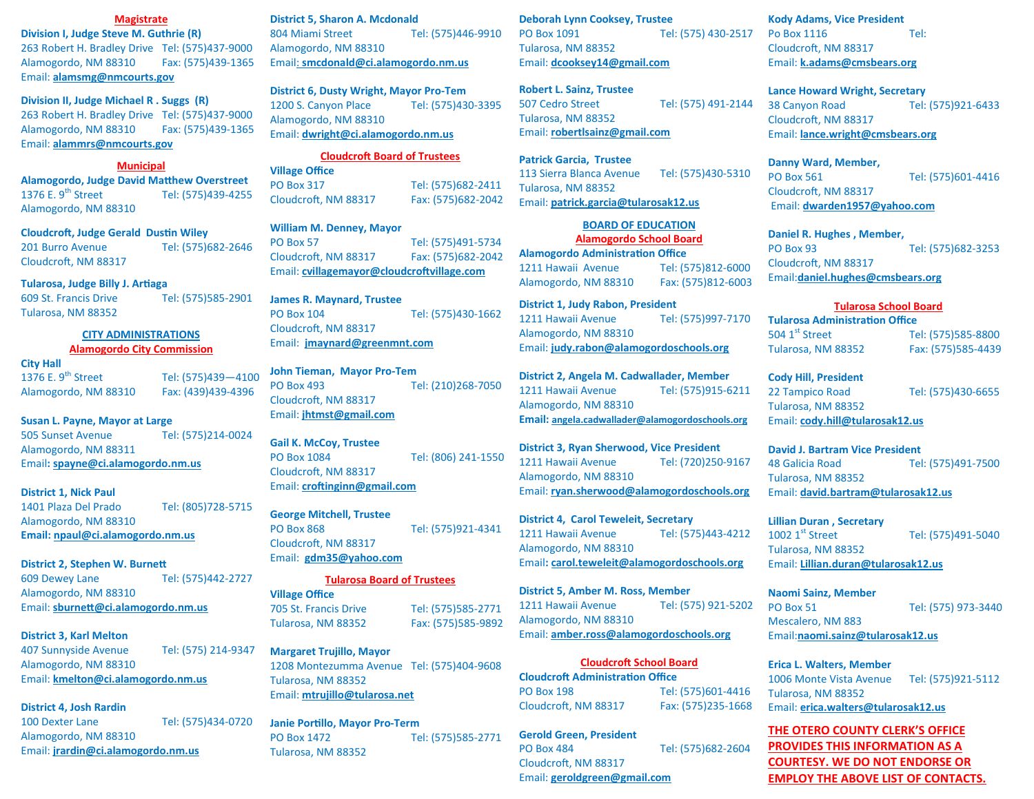## Magistrate

**Division I, Judge Steve M. Guthrie (R)**
263 Robert H. Bradley Drive Tel: (575)437-9000
Alamogordo, NM 88310 Fax: (575)439-1365
Email: **alamsmg@nmcourts.gov**

**Division II, Judge Michael R . Suggs (R)**
263 Robert H. Bradley Drive Tel: (575)437-9000
Alamogordo, NM 88310 Fax: (575)439-1365
Email: **alammrs@nmcourts.gov**

## Municipal

**Alamogordo, Judge David Matthew Overstreet**
1376 E. 9th Street Tel: (575)439-4255
Alamogordo, NM 88310

**Cloudcroft, Judge Gerald Dustin Wiley**
201 Burro Avenue Tel: (575)682-2646
Cloudcroft, NM 88317

**Tularosa, Judge Billy J. Artiaga**
609 St. Francis Drive Tel: (575)585-2901
Tularosa, NM 88352

## CITY ADMINISTRATIONS

### Alamogordo City Commission

**City Hall**
1376 E. 9th Street Tel: (575)439—4100
Alamogordo, NM 88310 Fax: (439)439-4396

**Susan L. Payne, Mayor at Large**
505 Sunset Avenue Tel: (575)214-0024
Alamogordo, NM 88311
Email: **spayne@ci.alamogordo.nm.us**

**District 1, Nick Paul**
1401 Plaza Del Prado Tel: (805)728-5715
Alamogordo, NM 88310
**Email: npaul@ci.alamogordo.nm.us**

**District 2, Stephen W. Burnett**
609 Dewey Lane Tel: (575)442-2727
Alamogordo, NM 88310
Email: **sburnett@ci.alamogordo.nm.us**

**District 3, Karl Melton**
407 Sunnyside Avenue Tel: (575) 214-9347
Alamogordo, NM 88310
Email: **kmelton@ci.alamogordo.nm.us**

**District 4, Josh Rardin**
100 Dexter Lane Tel: (575)434-0720
Alamogordo, NM 88310
Email: **jrardin@ci.alamogordo.nm.us**

**District 5, Sharon A. Mcdonald**
804 Miami Street Tel: (575)446-9910
Alamogordo, NM 88310
Email: **smcdonald@ci.alamogordo.nm.us**

**District 6, Dusty Wright, Mayor Pro-Tem**
1200 S. Canyon Place Tel: (575)430-3395
Alamogordo, NM 88310
Email: **dwright@ci.alamogordo.nm.us**

### Cloudcroft Board of Trustees

**Village Office**
PO Box 317 Tel: (575)682-2411
Cloudcroft, NM 88317 Fax: (575)682-2042

**William M. Denney, Mayor**
PO Box 57 Tel: (575)491-5734
Cloudcroft, NM 88317 Fax: (575)682-2042
Email: **cvillagemayor@cloudcroftvillage.com**

**James R. Maynard, Trustee**
PO Box 104 Tel: (575)430-1662
Cloudcroft, NM 88317
Email: **jmaynard@greenmnt.com**

**John Tieman, Mayor Pro-Tem**
PO Box 493 Tel: (210)268-7050
Cloudcroft, NM 88317
Email: **jhtmst@gmail.com**

**Gail K. McCoy, Trustee**
PO Box 1084 Tel: (806) 241-1550
Cloudcroft, NM 88317
Email: **croftinginn@gmail.com**

**George Mitchell, Trustee**
PO Box 868 Tel: (575)921-4341
Cloudcroft, NM 88317
Email: **gdm35@yahoo.com**

### Tularosa Board of Trustees

**Village Office**
705 St. Francis Drive Tel: (575)585-2771
Tularosa, NM 88352 Fax: (575)585-9892

**Margaret Trujillo, Mayor**
1208 Montezumma Avenue Tel: (575)404-9608
Tularosa, NM 88352
Email: **mtrujillo@tularosa.net**

**Janie Portillo, Mayor Pro-Term**
PO Box 1472 Tel: (575)585-2771
Tularosa, NM 88352

**Deborah Lynn Cooksey, Trustee**
PO Box 1091 Tel: (575) 430-2517
Tularosa, NM 88352
Email: **dcooksey14@gmail.com**

**Robert L. Sainz, Trustee**
507 Cedro Street Tel: (575) 491-2144
Tularosa, NM 88352
Email: **robertlsainz@gmail.com**

**Patrick Garcia, Trustee**
113 Sierra Blanca Avenue Tel: (575)430-5310
Tularosa, NM 88352
Email: **patrick.garcia@tularosak12.us**

## BOARD OF EDUCATION

### Alamogordo School Board

**Alamogordo Administration Office**
1211 Hawaii Avenue Tel: (575)812-6000
Alamogordo, NM 88310 Fax: (575)812-6003

**District 1, Judy Rabon, President**
1211 Hawaii Avenue Tel: (575)997-7170
Alamogordo, NM 88310
Email: **judy.rabon@alamogordoschools.org**

**District 2, Angela M. Cadwallader, Member**
1211 Hawaii Avenue Tel: (575)915-6211
Alamogordo, NM 88310
**Email: angela.cadwallader@alamogordoschools.org**

**District 3, Ryan Sherwood, Vice President**
1211 Hawaii Avenue Tel: (720)250-9167
Alamogordo, NM 88310
Email: **ryan.sherwood@alamogordoschools.org**

**District 4, Carol Teweleit, Secretary**
1211 Hawaii Avenue Tel: (575)443-4212
Alamogordo, NM 88310
Email**: carol.teweleit@alamogordoschools.org**

**District 5, Amber M. Ross, Member**
1211 Hawaii Avenue Tel: (575) 921-5202
Alamogordo, NM 88310
Email: **amber.ross@alamogordoschools.org**

### Cloudcroft School Board

**Cloudcroft Administration Office**
PO Box 198 Tel: (575)601-4416
Cloudcroft, NM 88317 Fax: (575)235-1668

**Gerold Green, President**
PO Box 484 Tel: (575)682-2604
Cloudcroft, NM 88317
Email: **geroldgreen@gmail.com**

**Kody Adams, Vice President**
Po Box 1116 Tel:
Cloudcroft, NM 88317
Email: **k.adams@cmsbears.org**

**Lance Howard Wright, Secretary**
38 Canyon Road Tel: (575)921-6433
Cloudcroft, NM 88317
Email: **lance.wright@cmsbears.org**

**Danny Ward, Member,**
PO Box 561 Tel: (575)601-4416
Cloudcroft, NM 88317
Email: **dwarden1957@yahoo.com**

**Daniel R. Hughes , Member,**
PO Box 93 Tel: (575)682-3253
Cloudcroft, NM 88317
Email:**daniel.hughes@cmsbears.org**

### Tularosa School Board

**Tularosa Administration Office**
504 1st Street Tel: (575)585-8800
Tularosa, NM 88352 Fax: (575)585-4439

**Cody Hill, President**
22 Tampico Road Tel: (575)430-6655
Tularosa, NM 88352
Email: **cody.hill@tularosak12.us**

**David J. Bartram Vice President**
48 Galicia Road Tel: (575)491-7500
Tularosa, NM 88352
Email: **david.bartram@tularosak12.us**

**Lillian Duran , Secretary**
1002 1st Street Tel: (575)491-5040
Tularosa, NM 88352
Email: **Lillian.duran@tularosak12.us**

**Naomi Sainz, Member**
PO Box 51 Tel: (575) 973-3440
Mescalero, NM 883
Email:**naomi.sainz@tularosak12.us**

**Erica L. Walters, Member**
1006 Monte Vista Avenue Tel: (575)921-5112
Tularosa, NM 88352
Email: **erica.walters@tularosak12.us**

**THE OTERO COUNTY CLERK'S OFFICE PROVIDES THIS INFORMATION AS A COURTESY. WE DO NOT ENDORSE OR EMPLOY THE ABOVE LIST OF CONTACTS.**